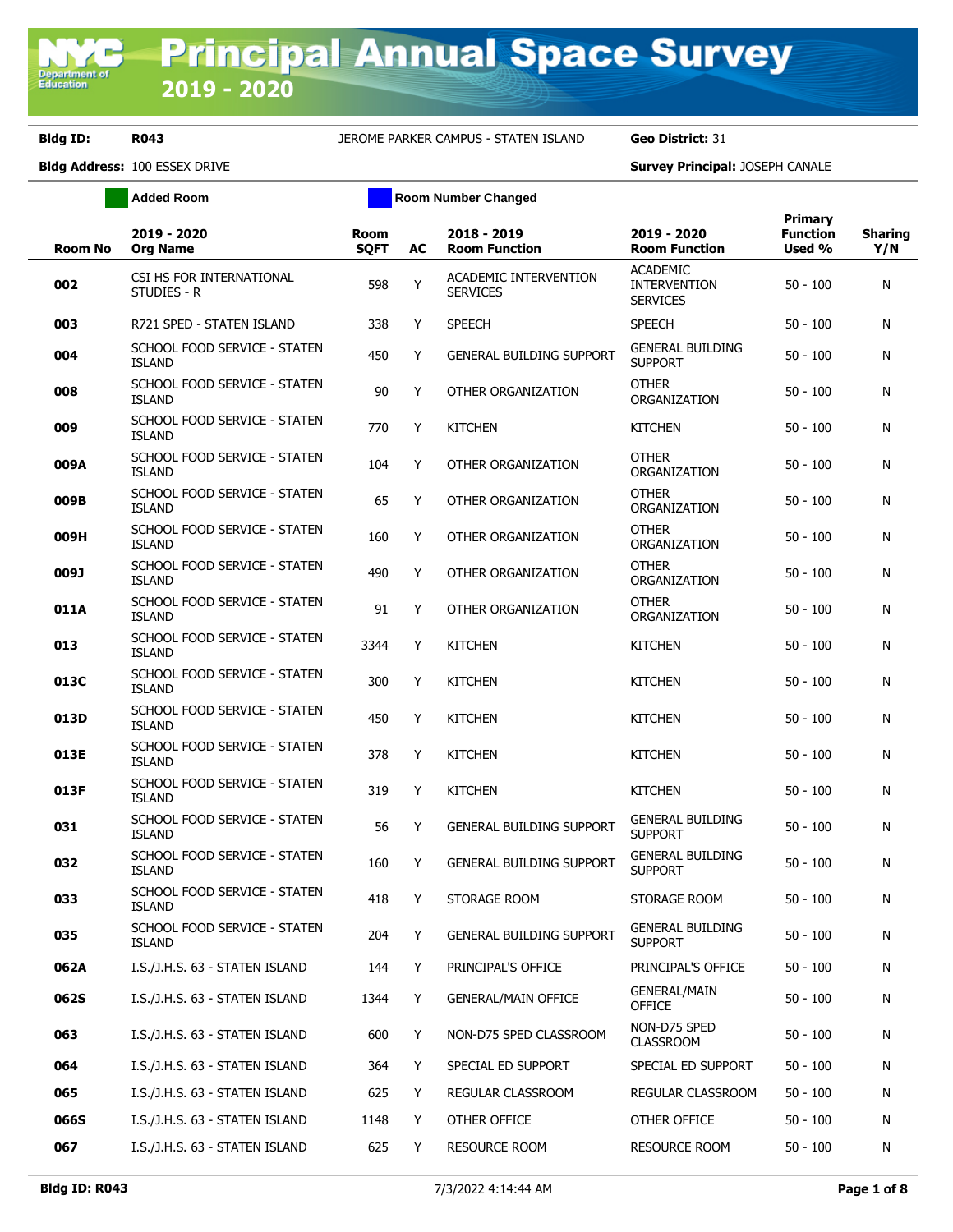# Principal Annual Space Survey 2019 - 2020

**Bldg ID:** R043 JEROME PARKER CAMPUS - STATEN ISLAND **Geo District:** 31

**Bldg Address:** 100 ESSEX DRIVE **Survey Principal:** JOSEPH CANALE

Added Room | Room Number Changed

| Room No | 2019 - 2020 Org Name | Room SQFT | AC | 2018 - 2019 Room Function | 2019 - 2020 Room Function | Primary Function Used % | Sharing Y/N |
|---|---|---|---|---|---|---|---|
| 002 | CSI HS FOR INTERNATIONAL STUDIES - R | 598 | Y | ACADEMIC INTERVENTION SERVICES | ACADEMIC INTERVENTION SERVICES | 50 - 100 | N |
| 003 | R721 SPED - STATEN ISLAND | 338 | Y | SPEECH | SPEECH | 50 - 100 | N |
| 004 | SCHOOL FOOD SERVICE - STATEN ISLAND | 450 | Y | GENERAL BUILDING SUPPORT | GENERAL BUILDING SUPPORT | 50 - 100 | N |
| 008 | SCHOOL FOOD SERVICE - STATEN ISLAND | 90 | Y | OTHER ORGANIZATION | OTHER ORGANIZATION | 50 - 100 | N |
| 009 | SCHOOL FOOD SERVICE - STATEN ISLAND | 770 | Y | KITCHEN | KITCHEN | 50 - 100 | N |
| 009A | SCHOOL FOOD SERVICE - STATEN ISLAND | 104 | Y | OTHER ORGANIZATION | OTHER ORGANIZATION | 50 - 100 | N |
| 009B | SCHOOL FOOD SERVICE - STATEN ISLAND | 65 | Y | OTHER ORGANIZATION | OTHER ORGANIZATION | 50 - 100 | N |
| 009H | SCHOOL FOOD SERVICE - STATEN ISLAND | 160 | Y | OTHER ORGANIZATION | OTHER ORGANIZATION | 50 - 100 | N |
| 009J | SCHOOL FOOD SERVICE - STATEN ISLAND | 490 | Y | OTHER ORGANIZATION | OTHER ORGANIZATION | 50 - 100 | N |
| 011A | SCHOOL FOOD SERVICE - STATEN ISLAND | 91 | Y | OTHER ORGANIZATION | OTHER ORGANIZATION | 50 - 100 | N |
| 013 | SCHOOL FOOD SERVICE - STATEN ISLAND | 3344 | Y | KITCHEN | KITCHEN | 50 - 100 | N |
| 013C | SCHOOL FOOD SERVICE - STATEN ISLAND | 300 | Y | KITCHEN | KITCHEN | 50 - 100 | N |
| 013D | SCHOOL FOOD SERVICE - STATEN ISLAND | 450 | Y | KITCHEN | KITCHEN | 50 - 100 | N |
| 013E | SCHOOL FOOD SERVICE - STATEN ISLAND | 378 | Y | KITCHEN | KITCHEN | 50 - 100 | N |
| 013F | SCHOOL FOOD SERVICE - STATEN ISLAND | 319 | Y | KITCHEN | KITCHEN | 50 - 100 | N |
| 031 | SCHOOL FOOD SERVICE - STATEN ISLAND | 56 | Y | GENERAL BUILDING SUPPORT | GENERAL BUILDING SUPPORT | 50 - 100 | N |
| 032 | SCHOOL FOOD SERVICE - STATEN ISLAND | 160 | Y | GENERAL BUILDING SUPPORT | GENERAL BUILDING SUPPORT | 50 - 100 | N |
| 033 | SCHOOL FOOD SERVICE - STATEN ISLAND | 418 | Y | STORAGE ROOM | STORAGE ROOM | 50 - 100 | N |
| 035 | SCHOOL FOOD SERVICE - STATEN ISLAND | 204 | Y | GENERAL BUILDING SUPPORT | GENERAL BUILDING SUPPORT | 50 - 100 | N |
| 062A | I.S./J.H.S. 63 - STATEN ISLAND | 144 | Y | PRINCIPAL'S OFFICE | PRINCIPAL'S OFFICE | 50 - 100 | N |
| 062S | I.S./J.H.S. 63 - STATEN ISLAND | 1344 | Y | GENERAL/MAIN OFFICE | GENERAL/MAIN OFFICE | 50 - 100 | N |
| 063 | I.S./J.H.S. 63 - STATEN ISLAND | 600 | Y | NON-D75 SPED CLASSROOM | NON-D75 SPED CLASSROOM | 50 - 100 | N |
| 064 | I.S./J.H.S. 63 - STATEN ISLAND | 364 | Y | SPECIAL ED SUPPORT | SPECIAL ED SUPPORT | 50 - 100 | N |
| 065 | I.S./J.H.S. 63 - STATEN ISLAND | 625 | Y | REGULAR CLASSROOM | REGULAR CLASSROOM | 50 - 100 | N |
| 066S | I.S./J.H.S. 63 - STATEN ISLAND | 1148 | Y | OTHER OFFICE | OTHER OFFICE | 50 - 100 | N |
| 067 | I.S./J.H.S. 63 - STATEN ISLAND | 625 | Y | RESOURCE ROOM | RESOURCE ROOM | 50 - 100 | N |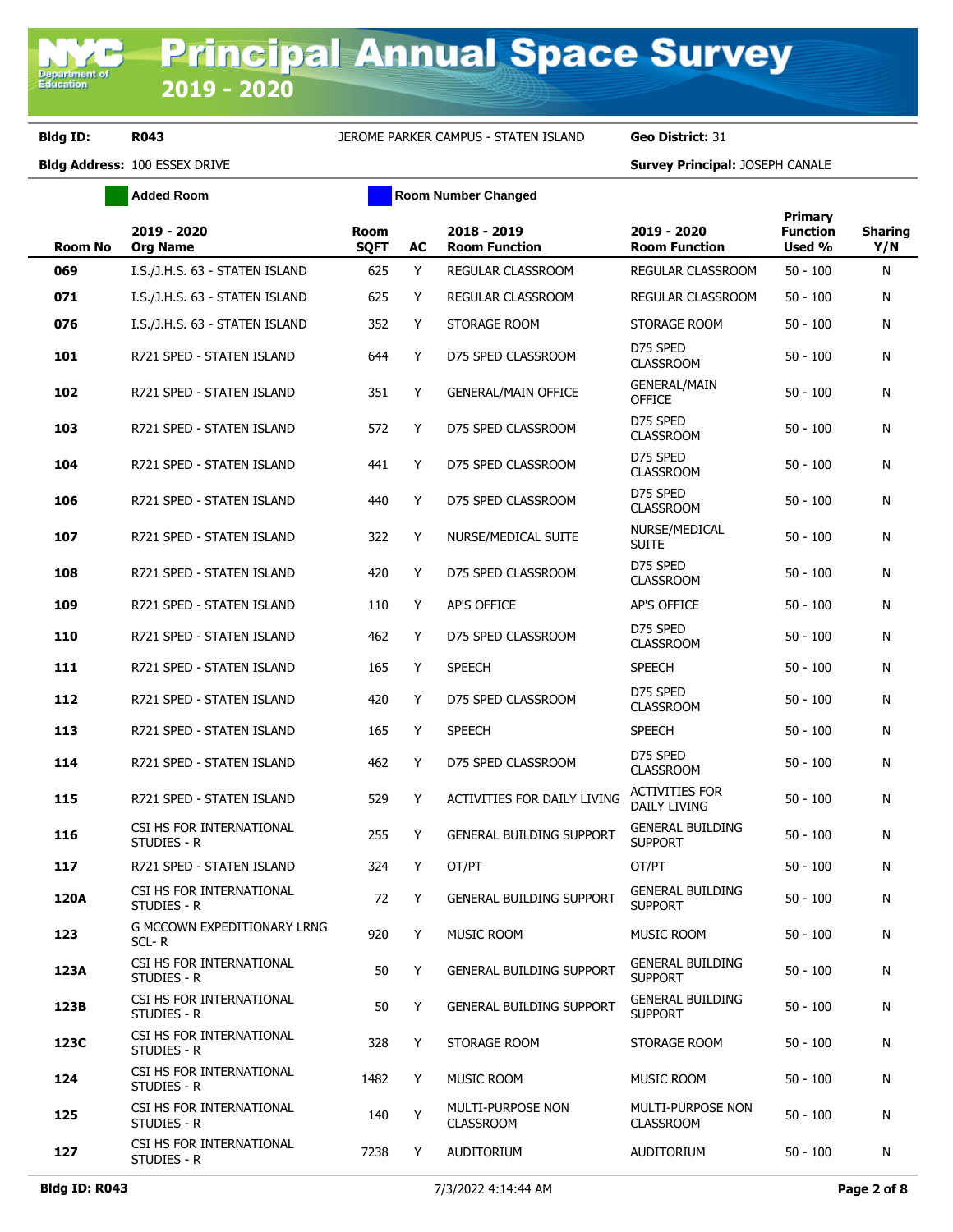# Principal Annual Space Survey

## 2019 - 2020

**Bldg ID:** R043 JEROME PARKER CAMPUS - STATEN ISLAND **Geo District:** 31

**Bldg Address:** 100 ESSEX DRIVE **Survey Principal:** JOSEPH CANALE

Added Room | Room Number Changed

| Room No | 2019 - 2020 Org Name | Room SQFT | AC | 2018 - 2019 Room Function | 2019 - 2020 Room Function | Primary Function Used % | Sharing Y/N |
|---|---|---|---|---|---|---|---|
| 069 | I.S./J.H.S. 63 - STATEN ISLAND | 625 | Y | REGULAR CLASSROOM | REGULAR CLASSROOM | 50 - 100 | N |
| 071 | I.S./J.H.S. 63 - STATEN ISLAND | 625 | Y | REGULAR CLASSROOM | REGULAR CLASSROOM | 50 - 100 | N |
| 076 | I.S./J.H.S. 63 - STATEN ISLAND | 352 | Y | STORAGE ROOM | STORAGE ROOM | 50 - 100 | N |
| 101 | R721 SPED - STATEN ISLAND | 644 | Y | D75 SPED CLASSROOM | D75 SPED CLASSROOM | 50 - 100 | N |
| 102 | R721 SPED - STATEN ISLAND | 351 | Y | GENERAL/MAIN OFFICE | GENERAL/MAIN OFFICE | 50 - 100 | N |
| 103 | R721 SPED - STATEN ISLAND | 572 | Y | D75 SPED CLASSROOM | D75 SPED CLASSROOM | 50 - 100 | N |
| 104 | R721 SPED - STATEN ISLAND | 441 | Y | D75 SPED CLASSROOM | D75 SPED CLASSROOM | 50 - 100 | N |
| 106 | R721 SPED - STATEN ISLAND | 440 | Y | D75 SPED CLASSROOM | D75 SPED CLASSROOM | 50 - 100 | N |
| 107 | R721 SPED - STATEN ISLAND | 322 | Y | NURSE/MEDICAL SUITE | NURSE/MEDICAL SUITE | 50 - 100 | N |
| 108 | R721 SPED - STATEN ISLAND | 420 | Y | D75 SPED CLASSROOM | D75 SPED CLASSROOM | 50 - 100 | N |
| 109 | R721 SPED - STATEN ISLAND | 110 | Y | AP'S OFFICE | AP'S OFFICE | 50 - 100 | N |
| 110 | R721 SPED - STATEN ISLAND | 462 | Y | D75 SPED CLASSROOM | D75 SPED CLASSROOM | 50 - 100 | N |
| 111 | R721 SPED - STATEN ISLAND | 165 | Y | SPEECH | SPEECH | 50 - 100 | N |
| 112 | R721 SPED - STATEN ISLAND | 420 | Y | D75 SPED CLASSROOM | D75 SPED CLASSROOM | 50 - 100 | N |
| 113 | R721 SPED - STATEN ISLAND | 165 | Y | SPEECH | SPEECH | 50 - 100 | N |
| 114 | R721 SPED - STATEN ISLAND | 462 | Y | D75 SPED CLASSROOM | D75 SPED CLASSROOM | 50 - 100 | N |
| 115 | R721 SPED - STATEN ISLAND | 529 | Y | ACTIVITIES FOR DAILY LIVING | ACTIVITIES FOR DAILY LIVING | 50 - 100 | N |
| 116 | CSI HS FOR INTERNATIONAL STUDIES - R | 255 | Y | GENERAL BUILDING SUPPORT | GENERAL BUILDING SUPPORT | 50 - 100 | N |
| 117 | R721 SPED - STATEN ISLAND | 324 | Y | OT/PT | OT/PT | 50 - 100 | N |
| 120A | CSI HS FOR INTERNATIONAL STUDIES - R | 72 | Y | GENERAL BUILDING SUPPORT | GENERAL BUILDING SUPPORT | 50 - 100 | N |
| 123 | G MCCOWN EXPEDITIONARY LRNG SCL- R | 920 | Y | MUSIC ROOM | MUSIC ROOM | 50 - 100 | N |
| 123A | CSI HS FOR INTERNATIONAL STUDIES - R | 50 | Y | GENERAL BUILDING SUPPORT | GENERAL BUILDING SUPPORT | 50 - 100 | N |
| 123B | CSI HS FOR INTERNATIONAL STUDIES - R | 50 | Y | GENERAL BUILDING SUPPORT | GENERAL BUILDING SUPPORT | 50 - 100 | N |
| 123C | CSI HS FOR INTERNATIONAL STUDIES - R | 328 | Y | STORAGE ROOM | STORAGE ROOM | 50 - 100 | N |
| 124 | CSI HS FOR INTERNATIONAL STUDIES - R | 1482 | Y | MUSIC ROOM | MUSIC ROOM | 50 - 100 | N |
| 125 | CSI HS FOR INTERNATIONAL STUDIES - R | 140 | Y | MULTI-PURPOSE NON CLASSROOM | MULTI-PURPOSE NON CLASSROOM | 50 - 100 | N |
| 127 | CSI HS FOR INTERNATIONAL STUDIES - R | 7238 | Y | AUDITORIUM | AUDITORIUM | 50 - 100 | N |

Bldg ID: R043 7/3/2022 4:14:44 AM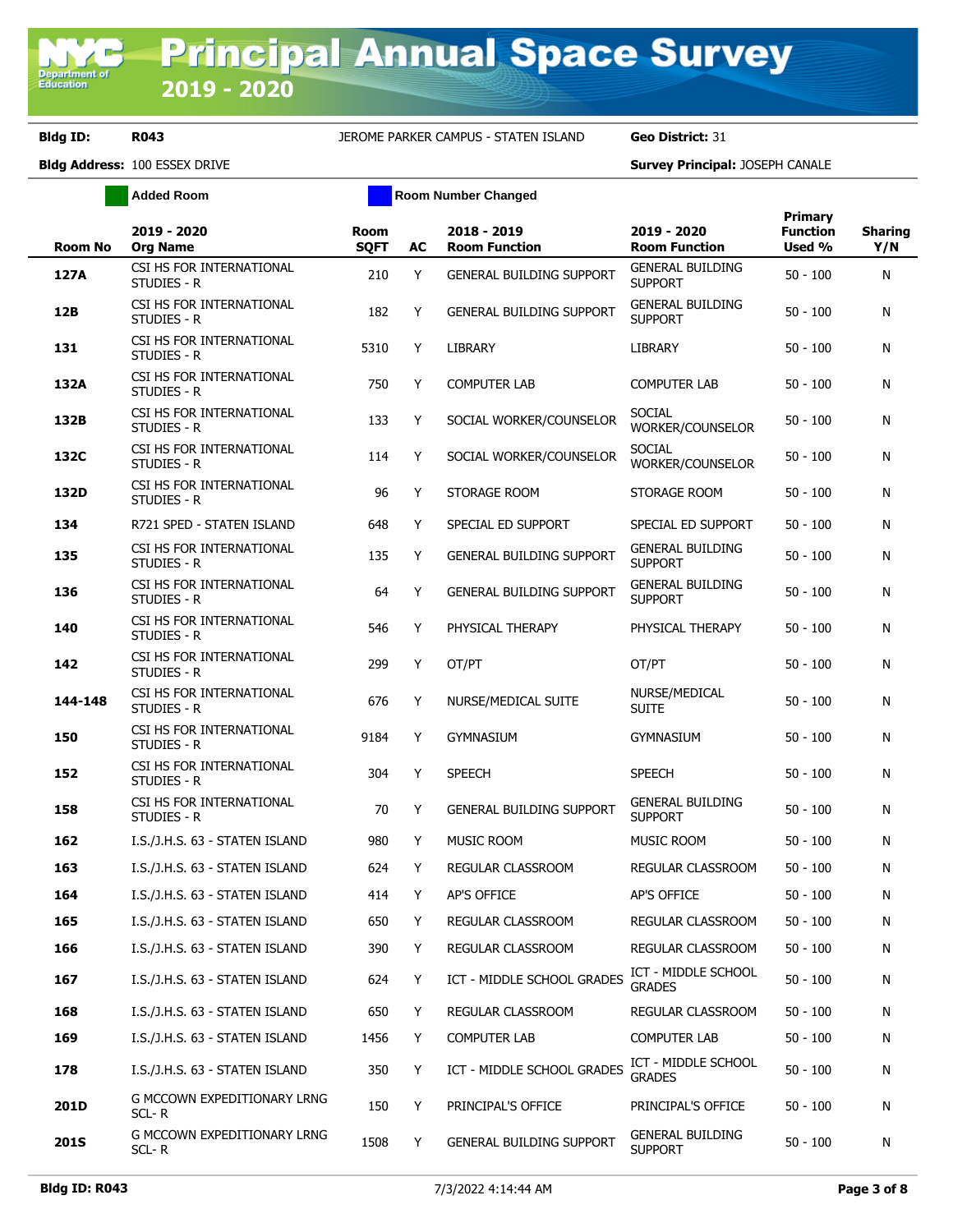# Principal Annual Space Survey 2019 - 2020

**Bldg ID:** R043 JEROME PARKER CAMPUS - STATEN ISLAND **Geo District:** 31

**Bldg Address:** 100 ESSEX DRIVE **Survey Principal:** JOSEPH CANALE

Added Room | Room Number Changed

| Room No | 2019 - 2020 Org Name | Room SQFT | AC | 2018 - 2019 Room Function | 2019 - 2020 Room Function | Primary Function Used % | Sharing Y/N |
|---|---|---|---|---|---|---|---|
| **127A** | CSI HS FOR INTERNATIONAL STUDIES - R | 210 | Y | GENERAL BUILDING SUPPORT | GENERAL BUILDING SUPPORT | 50 - 100 | N |
| **12B** | CSI HS FOR INTERNATIONAL STUDIES - R | 182 | Y | GENERAL BUILDING SUPPORT | GENERAL BUILDING SUPPORT | 50 - 100 | N |
| **131** | CSI HS FOR INTERNATIONAL STUDIES - R | 5310 | Y | LIBRARY | LIBRARY | 50 - 100 | N |
| **132A** | CSI HS FOR INTERNATIONAL STUDIES - R | 750 | Y | COMPUTER LAB | COMPUTER LAB | 50 - 100 | N |
| **132B** | CSI HS FOR INTERNATIONAL STUDIES - R | 133 | Y | SOCIAL WORKER/COUNSELOR | SOCIAL WORKER/COUNSELOR | 50 - 100 | N |
| **132C** | CSI HS FOR INTERNATIONAL STUDIES - R | 114 | Y | SOCIAL WORKER/COUNSELOR | SOCIAL WORKER/COUNSELOR | 50 - 100 | N |
| **132D** | CSI HS FOR INTERNATIONAL STUDIES - R | 96 | Y | STORAGE ROOM | STORAGE ROOM | 50 - 100 | N |
| **134** | R721 SPED - STATEN ISLAND | 648 | Y | SPECIAL ED SUPPORT | SPECIAL ED SUPPORT | 50 - 100 | N |
| **135** | CSI HS FOR INTERNATIONAL STUDIES - R | 135 | Y | GENERAL BUILDING SUPPORT | GENERAL BUILDING SUPPORT | 50 - 100 | N |
| **136** | CSI HS FOR INTERNATIONAL STUDIES - R | 64 | Y | GENERAL BUILDING SUPPORT | GENERAL BUILDING SUPPORT | 50 - 100 | N |
| **140** | CSI HS FOR INTERNATIONAL STUDIES - R | 546 | Y | PHYSICAL THERAPY | PHYSICAL THERAPY | 50 - 100 | N |
| **142** | CSI HS FOR INTERNATIONAL STUDIES - R | 299 | Y | OT/PT | OT/PT | 50 - 100 | N |
| **144-148** | CSI HS FOR INTERNATIONAL STUDIES - R | 676 | Y | NURSE/MEDICAL SUITE | NURSE/MEDICAL SUITE | 50 - 100 | N |
| **150** | CSI HS FOR INTERNATIONAL STUDIES - R | 9184 | Y | GYMNASIUM | GYMNASIUM | 50 - 100 | N |
| **152** | CSI HS FOR INTERNATIONAL STUDIES - R | 304 | Y | SPEECH | SPEECH | 50 - 100 | N |
| **158** | CSI HS FOR INTERNATIONAL STUDIES - R | 70 | Y | GENERAL BUILDING SUPPORT | GENERAL BUILDING SUPPORT | 50 - 100 | N |
| **162** | I.S./J.H.S. 63 - STATEN ISLAND | 980 | Y | MUSIC ROOM | MUSIC ROOM | 50 - 100 | N |
| **163** | I.S./J.H.S. 63 - STATEN ISLAND | 624 | Y | REGULAR CLASSROOM | REGULAR CLASSROOM | 50 - 100 | N |
| **164** | I.S./J.H.S. 63 - STATEN ISLAND | 414 | Y | AP'S OFFICE | AP'S OFFICE | 50 - 100 | N |
| **165** | I.S./J.H.S. 63 - STATEN ISLAND | 650 | Y | REGULAR CLASSROOM | REGULAR CLASSROOM | 50 - 100 | N |
| **166** | I.S./J.H.S. 63 - STATEN ISLAND | 390 | Y | REGULAR CLASSROOM | REGULAR CLASSROOM | 50 - 100 | N |
| **167** | I.S./J.H.S. 63 - STATEN ISLAND | 624 | Y | ICT - MIDDLE SCHOOL GRADES | ICT - MIDDLE SCHOOL GRADES | 50 - 100 | N |
| **168** | I.S./J.H.S. 63 - STATEN ISLAND | 650 | Y | REGULAR CLASSROOM | REGULAR CLASSROOM | 50 - 100 | N |
| **169** | I.S./J.H.S. 63 - STATEN ISLAND | 1456 | Y | COMPUTER LAB | COMPUTER LAB | 50 - 100 | N |
| **178** | I.S./J.H.S. 63 - STATEN ISLAND | 350 | Y | ICT - MIDDLE SCHOOL GRADES | ICT - MIDDLE SCHOOL GRADES | 50 - 100 | N |
| **201D** | G MCCOWN EXPEDITIONARY LRNG SCL- R | 150 | Y | PRINCIPAL'S OFFICE | PRINCIPAL'S OFFICE | 50 - 100 | N |
| **201S** | G MCCOWN EXPEDITIONARY LRNG SCL- R | 1508 | Y | GENERAL BUILDING SUPPORT | GENERAL BUILDING SUPPORT | 50 - 100 | N |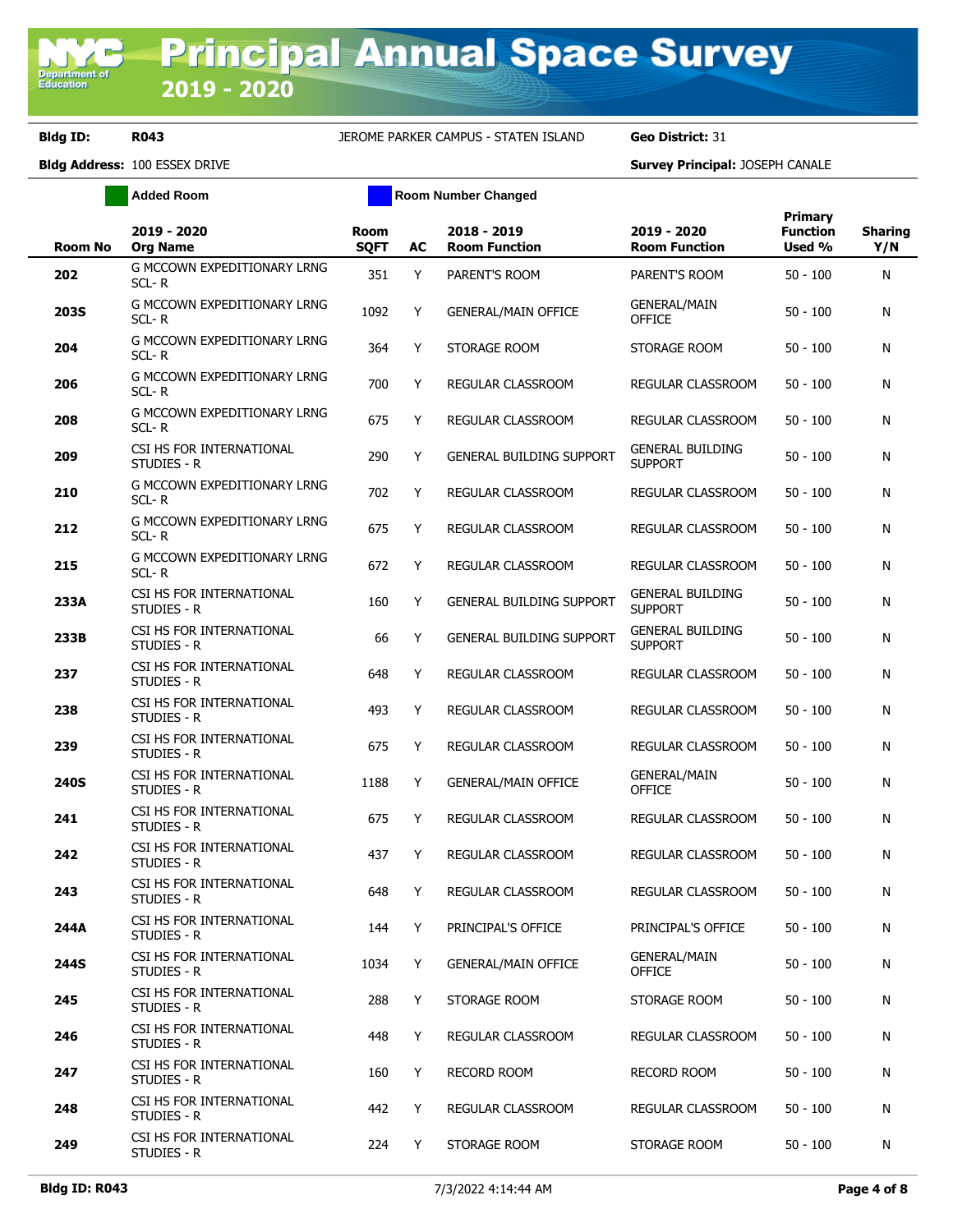# Principal Annual Space Survey 2019 - 2020

**Bldg ID:** R043 JEROME PARKER CAMPUS - STATEN ISLAND **Geo District:** 31

**Bldg Address:** 100 ESSEX DRIVE **Survey Principal:** JOSEPH CANALE

Added Room | Room Number Changed

| Room No | 2019 - 2020 Org Name | Room SQFT | AC | 2018 - 2019 Room Function | 2019 - 2020 Room Function | Primary Function Used % | Sharing Y/N |
|---|---|---|---|---|---|---|---|
| 202 | G MCCOWN EXPEDITIONARY LRNG SCL- R | 351 | Y | PARENT'S ROOM | PARENT'S ROOM | 50 - 100 | N |
| 203S | G MCCOWN EXPEDITIONARY LRNG SCL- R | 1092 | Y | GENERAL/MAIN OFFICE | GENERAL/MAIN OFFICE | 50 - 100 | N |
| 204 | G MCCOWN EXPEDITIONARY LRNG SCL- R | 364 | Y | STORAGE ROOM | STORAGE ROOM | 50 - 100 | N |
| 206 | G MCCOWN EXPEDITIONARY LRNG SCL- R | 700 | Y | REGULAR CLASSROOM | REGULAR CLASSROOM | 50 - 100 | N |
| 208 | G MCCOWN EXPEDITIONARY LRNG SCL- R | 675 | Y | REGULAR CLASSROOM | REGULAR CLASSROOM | 50 - 100 | N |
| 209 | CSI HS FOR INTERNATIONAL STUDIES - R | 290 | Y | GENERAL BUILDING SUPPORT | GENERAL BUILDING SUPPORT | 50 - 100 | N |
| 210 | G MCCOWN EXPEDITIONARY LRNG SCL- R | 702 | Y | REGULAR CLASSROOM | REGULAR CLASSROOM | 50 - 100 | N |
| 212 | G MCCOWN EXPEDITIONARY LRNG SCL- R | 675 | Y | REGULAR CLASSROOM | REGULAR CLASSROOM | 50 - 100 | N |
| 215 | G MCCOWN EXPEDITIONARY LRNG SCL- R | 672 | Y | REGULAR CLASSROOM | REGULAR CLASSROOM | 50 - 100 | N |
| 233A | CSI HS FOR INTERNATIONAL STUDIES - R | 160 | Y | GENERAL BUILDING SUPPORT | GENERAL BUILDING SUPPORT | 50 - 100 | N |
| 233B | CSI HS FOR INTERNATIONAL STUDIES - R | 66 | Y | GENERAL BUILDING SUPPORT | GENERAL BUILDING SUPPORT | 50 - 100 | N |
| 237 | CSI HS FOR INTERNATIONAL STUDIES - R | 648 | Y | REGULAR CLASSROOM | REGULAR CLASSROOM | 50 - 100 | N |
| 238 | CSI HS FOR INTERNATIONAL STUDIES - R | 493 | Y | REGULAR CLASSROOM | REGULAR CLASSROOM | 50 - 100 | N |
| 239 | CSI HS FOR INTERNATIONAL STUDIES - R | 675 | Y | REGULAR CLASSROOM | REGULAR CLASSROOM | 50 - 100 | N |
| 240S | CSI HS FOR INTERNATIONAL STUDIES - R | 1188 | Y | GENERAL/MAIN OFFICE | GENERAL/MAIN OFFICE | 50 - 100 | N |
| 241 | CSI HS FOR INTERNATIONAL STUDIES - R | 675 | Y | REGULAR CLASSROOM | REGULAR CLASSROOM | 50 - 100 | N |
| 242 | CSI HS FOR INTERNATIONAL STUDIES - R | 437 | Y | REGULAR CLASSROOM | REGULAR CLASSROOM | 50 - 100 | N |
| 243 | CSI HS FOR INTERNATIONAL STUDIES - R | 648 | Y | REGULAR CLASSROOM | REGULAR CLASSROOM | 50 - 100 | N |
| 244A | CSI HS FOR INTERNATIONAL STUDIES - R | 144 | Y | PRINCIPAL'S OFFICE | PRINCIPAL'S OFFICE | 50 - 100 | N |
| 244S | CSI HS FOR INTERNATIONAL STUDIES - R | 1034 | Y | GENERAL/MAIN OFFICE | GENERAL/MAIN OFFICE | 50 - 100 | N |
| 245 | CSI HS FOR INTERNATIONAL STUDIES - R | 288 | Y | STORAGE ROOM | STORAGE ROOM | 50 - 100 | N |
| 246 | CSI HS FOR INTERNATIONAL STUDIES - R | 448 | Y | REGULAR CLASSROOM | REGULAR CLASSROOM | 50 - 100 | N |
| 247 | CSI HS FOR INTERNATIONAL STUDIES - R | 160 | Y | RECORD ROOM | RECORD ROOM | 50 - 100 | N |
| 248 | CSI HS FOR INTERNATIONAL STUDIES - R | 442 | Y | REGULAR CLASSROOM | REGULAR CLASSROOM | 50 - 100 | N |
| 249 | CSI HS FOR INTERNATIONAL STUDIES - R | 224 | Y | STORAGE ROOM | STORAGE ROOM | 50 - 100 | N |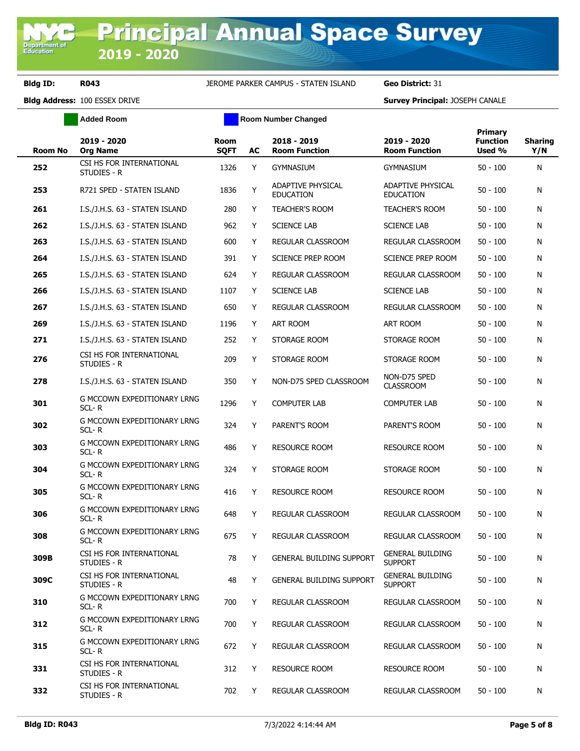**Bldg ID:** R043 JEROME PARKER CAMPUS - STATEN ISLAND **Geo District:** 31

**Bldg Address:** 100 ESSEX DRIVE **Survey Principal:** JOSEPH CANALE

Added Room | Room Number Changed

| Room No | 2019 - 2020 Org Name | Room SQFT | AC | 2018 - 2019 Room Function | 2019 - 2020 Room Function | Primary Function Used % | Sharing Y/N |
|---|---|---|---|---|---|---|---|
| 252 | CSI HS FOR INTERNATIONAL STUDIES - R | 1326 | Y | GYMNASIUM | GYMNASIUM | 50 - 100 | N |
| 253 | R721 SPED - STATEN ISLAND | 1836 | Y | ADAPTIVE PHYSICAL EDUCATION | ADAPTIVE PHYSICAL EDUCATION | 50 - 100 | N |
| 261 | I.S./J.H.S. 63 - STATEN ISLAND | 280 | Y | TEACHER'S ROOM | TEACHER'S ROOM | 50 - 100 | N |
| 262 | I.S./J.H.S. 63 - STATEN ISLAND | 962 | Y | SCIENCE LAB | SCIENCE LAB | 50 - 100 | N |
| 263 | I.S./J.H.S. 63 - STATEN ISLAND | 600 | Y | REGULAR CLASSROOM | REGULAR CLASSROOM | 50 - 100 | N |
| 264 | I.S./J.H.S. 63 - STATEN ISLAND | 391 | Y | SCIENCE PREP ROOM | SCIENCE PREP ROOM | 50 - 100 | N |
| 265 | I.S./J.H.S. 63 - STATEN ISLAND | 624 | Y | REGULAR CLASSROOM | REGULAR CLASSROOM | 50 - 100 | N |
| 266 | I.S./J.H.S. 63 - STATEN ISLAND | 1107 | Y | SCIENCE LAB | SCIENCE LAB | 50 - 100 | N |
| 267 | I.S./J.H.S. 63 - STATEN ISLAND | 650 | Y | REGULAR CLASSROOM | REGULAR CLASSROOM | 50 - 100 | N |
| 269 | I.S./J.H.S. 63 - STATEN ISLAND | 1196 | Y | ART ROOM | ART ROOM | 50 - 100 | N |
| 271 | I.S./J.H.S. 63 - STATEN ISLAND | 252 | Y | STORAGE ROOM | STORAGE ROOM | 50 - 100 | N |
| 276 | CSI HS FOR INTERNATIONAL STUDIES - R | 209 | Y | STORAGE ROOM | STORAGE ROOM | 50 - 100 | N |
| 278 | I.S./J.H.S. 63 - STATEN ISLAND | 350 | Y | NON-D75 SPED CLASSROOM | NON-D75 SPED CLASSROOM | 50 - 100 | N |
| 301 | G MCCOWN EXPEDITIONARY LRNG SCL- R | 1296 | Y | COMPUTER LAB | COMPUTER LAB | 50 - 100 | N |
| 302 | G MCCOWN EXPEDITIONARY LRNG SCL- R | 324 | Y | PARENT'S ROOM | PARENT'S ROOM | 50 - 100 | N |
| 303 | G MCCOWN EXPEDITIONARY LRNG SCL- R | 486 | Y | RESOURCE ROOM | RESOURCE ROOM | 50 - 100 | N |
| 304 | G MCCOWN EXPEDITIONARY LRNG SCL- R | 324 | Y | STORAGE ROOM | STORAGE ROOM | 50 - 100 | N |
| 305 | G MCCOWN EXPEDITIONARY LRNG SCL- R | 416 | Y | RESOURCE ROOM | RESOURCE ROOM | 50 - 100 | N |
| 306 | G MCCOWN EXPEDITIONARY LRNG SCL- R | 648 | Y | REGULAR CLASSROOM | REGULAR CLASSROOM | 50 - 100 | N |
| 308 | G MCCOWN EXPEDITIONARY LRNG SCL- R | 675 | Y | REGULAR CLASSROOM | REGULAR CLASSROOM | 50 - 100 | N |
| 309B | CSI HS FOR INTERNATIONAL STUDIES - R | 78 | Y | GENERAL BUILDING SUPPORT | GENERAL BUILDING SUPPORT | 50 - 100 | N |
| 309C | CSI HS FOR INTERNATIONAL STUDIES - R | 48 | Y | GENERAL BUILDING SUPPORT | GENERAL BUILDING SUPPORT | 50 - 100 | N |
| 310 | G MCCOWN EXPEDITIONARY LRNG SCL- R | 700 | Y | REGULAR CLASSROOM | REGULAR CLASSROOM | 50 - 100 | N |
| 312 | G MCCOWN EXPEDITIONARY LRNG SCL- R | 700 | Y | REGULAR CLASSROOM | REGULAR CLASSROOM | 50 - 100 | N |
| 315 | G MCCOWN EXPEDITIONARY LRNG SCL- R | 672 | Y | REGULAR CLASSROOM | REGULAR CLASSROOM | 50 - 100 | N |
| 331 | CSI HS FOR INTERNATIONAL STUDIES - R | 312 | Y | RESOURCE ROOM | RESOURCE ROOM | 50 - 100 | N |
| 332 | CSI HS FOR INTERNATIONAL STUDIES - R | 702 | Y | REGULAR CLASSROOM | REGULAR CLASSROOM | 50 - 100 | N |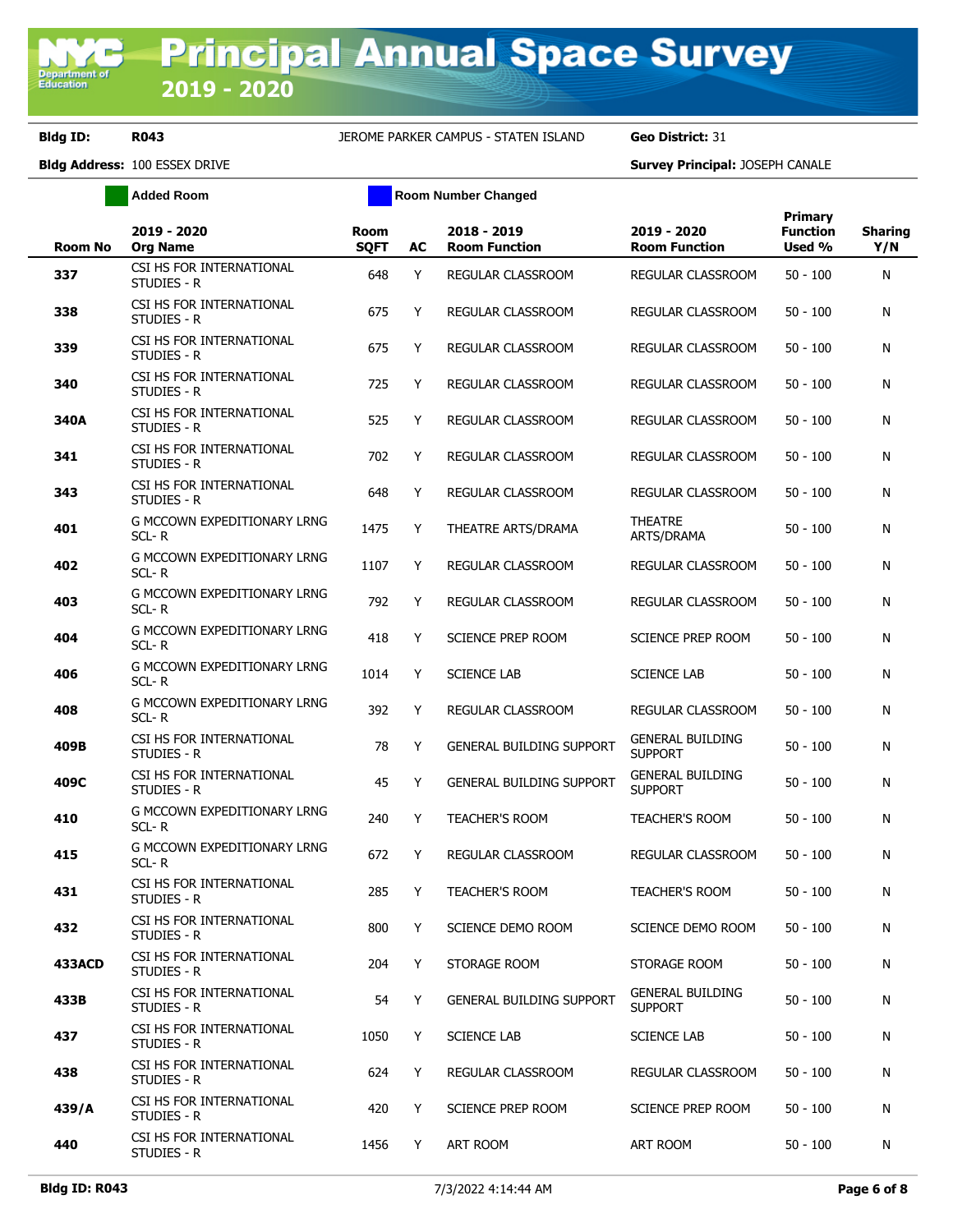# Principal Annual Space Survey 2019 - 2020

**Bldg ID:** R043 JEROME PARKER CAMPUS - STATEN ISLAND **Geo District:** 31

**Bldg Address:** 100 ESSEX DRIVE **Survey Principal:** JOSEPH CANALE

Added Room | Room Number Changed

| Room No | 2019 - 2020 Org Name | Room SQFT | AC | 2018 - 2019 Room Function | 2019 - 2020 Room Function | Primary Function Used % | Sharing Y/N |
|---|---|---|---|---|---|---|---|
| 337 | CSI HS FOR INTERNATIONAL STUDIES - R | 648 | Y | REGULAR CLASSROOM | REGULAR CLASSROOM | 50 - 100 | N |
| 338 | CSI HS FOR INTERNATIONAL STUDIES - R | 675 | Y | REGULAR CLASSROOM | REGULAR CLASSROOM | 50 - 100 | N |
| 339 | CSI HS FOR INTERNATIONAL STUDIES - R | 675 | Y | REGULAR CLASSROOM | REGULAR CLASSROOM | 50 - 100 | N |
| 340 | CSI HS FOR INTERNATIONAL STUDIES - R | 725 | Y | REGULAR CLASSROOM | REGULAR CLASSROOM | 50 - 100 | N |
| 340A | CSI HS FOR INTERNATIONAL STUDIES - R | 525 | Y | REGULAR CLASSROOM | REGULAR CLASSROOM | 50 - 100 | N |
| 341 | CSI HS FOR INTERNATIONAL STUDIES - R | 702 | Y | REGULAR CLASSROOM | REGULAR CLASSROOM | 50 - 100 | N |
| 343 | CSI HS FOR INTERNATIONAL STUDIES - R | 648 | Y | REGULAR CLASSROOM | REGULAR CLASSROOM | 50 - 100 | N |
| 401 | G MCCOWN EXPEDITIONARY LRNG SCL- R | 1475 | Y | THEATRE ARTS/DRAMA | THEATRE ARTS/DRAMA | 50 - 100 | N |
| 402 | G MCCOWN EXPEDITIONARY LRNG SCL- R | 1107 | Y | REGULAR CLASSROOM | REGULAR CLASSROOM | 50 - 100 | N |
| 403 | G MCCOWN EXPEDITIONARY LRNG SCL- R | 792 | Y | REGULAR CLASSROOM | REGULAR CLASSROOM | 50 - 100 | N |
| 404 | G MCCOWN EXPEDITIONARY LRNG SCL- R | 418 | Y | SCIENCE PREP ROOM | SCIENCE PREP ROOM | 50 - 100 | N |
| 406 | G MCCOWN EXPEDITIONARY LRNG SCL- R | 1014 | Y | SCIENCE LAB | SCIENCE LAB | 50 - 100 | N |
| 408 | G MCCOWN EXPEDITIONARY LRNG SCL- R | 392 | Y | REGULAR CLASSROOM | REGULAR CLASSROOM | 50 - 100 | N |
| 409B | CSI HS FOR INTERNATIONAL STUDIES - R | 78 | Y | GENERAL BUILDING SUPPORT | GENERAL BUILDING SUPPORT | 50 - 100 | N |
| 409C | CSI HS FOR INTERNATIONAL STUDIES - R | 45 | Y | GENERAL BUILDING SUPPORT | GENERAL BUILDING SUPPORT | 50 - 100 | N |
| 410 | G MCCOWN EXPEDITIONARY LRNG SCL- R | 240 | Y | TEACHER'S ROOM | TEACHER'S ROOM | 50 - 100 | N |
| 415 | G MCCOWN EXPEDITIONARY LRNG SCL- R | 672 | Y | REGULAR CLASSROOM | REGULAR CLASSROOM | 50 - 100 | N |
| 431 | CSI HS FOR INTERNATIONAL STUDIES - R | 285 | Y | TEACHER'S ROOM | TEACHER'S ROOM | 50 - 100 | N |
| 432 | CSI HS FOR INTERNATIONAL STUDIES - R | 800 | Y | SCIENCE DEMO ROOM | SCIENCE DEMO ROOM | 50 - 100 | N |
| 433ACD | CSI HS FOR INTERNATIONAL STUDIES - R | 204 | Y | STORAGE ROOM | STORAGE ROOM | 50 - 100 | N |
| 433B | CSI HS FOR INTERNATIONAL STUDIES - R | 54 | Y | GENERAL BUILDING SUPPORT | GENERAL BUILDING SUPPORT | 50 - 100 | N |
| 437 | CSI HS FOR INTERNATIONAL STUDIES - R | 1050 | Y | SCIENCE LAB | SCIENCE LAB | 50 - 100 | N |
| 438 | CSI HS FOR INTERNATIONAL STUDIES - R | 624 | Y | REGULAR CLASSROOM | REGULAR CLASSROOM | 50 - 100 | N |
| 439/A | CSI HS FOR INTERNATIONAL STUDIES - R | 420 | Y | SCIENCE PREP ROOM | SCIENCE PREP ROOM | 50 - 100 | N |
| 440 | CSI HS FOR INTERNATIONAL STUDIES - R | 1456 | Y | ART ROOM | ART ROOM | 50 - 100 | N |

**Bldg ID: R043** 7/3/2022 4:14:44 AM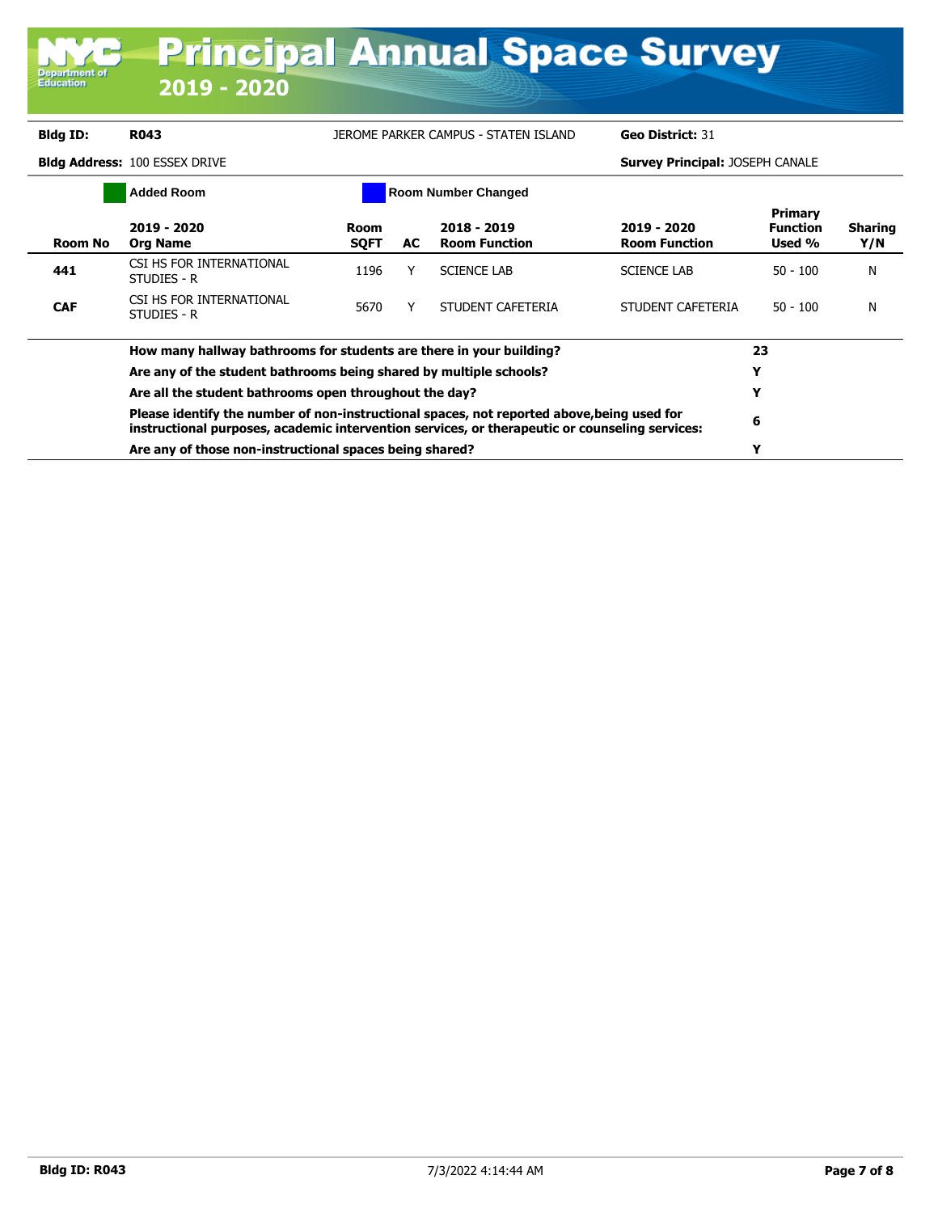# Principal Annual Space Survey

## 2019 - 2020

**Bldg ID:** **R043** JEROME PARKER CAMPUS - STATEN ISLAND **Geo District:** 31

**Bldg Address:** 100 ESSEX DRIVE **Survey Principal:** JOSEPH CANALE

Added Room | Room Number Changed

| Room No | 2019 - 2020 Org Name | Room SQFT | AC | 2018 - 2019 Room Function | 2019 - 2020 Room Function | Primary Function Used % | Sharing Y/N |
|---|---|---|---|---|---|---|---|
| **441** | CSI HS FOR INTERNATIONAL STUDIES - R | 1196 | Y | SCIENCE LAB | SCIENCE LAB | 50 - 100 | N |
| **CAF** | CSI HS FOR INTERNATIONAL STUDIES - R | 5670 | Y | STUDENT CAFETERIA | STUDENT CAFETERIA | 50 - 100 | N |

| Question | Answer |
|---|---|
| **How many hallway bathrooms for students are there in your building?** | **23** |
| **Are any of the student bathrooms being shared by multiple schools?** | **Y** |
| **Are all the student bathrooms open throughout the day?** | **Y** |
| **Please identify the number of non-instructional spaces, not reported above,being used for instructional purposes, academic intervention services, or therapeutic or counseling services:** | **6** |
| **Are any of those non-instructional spaces being shared?** | **Y** |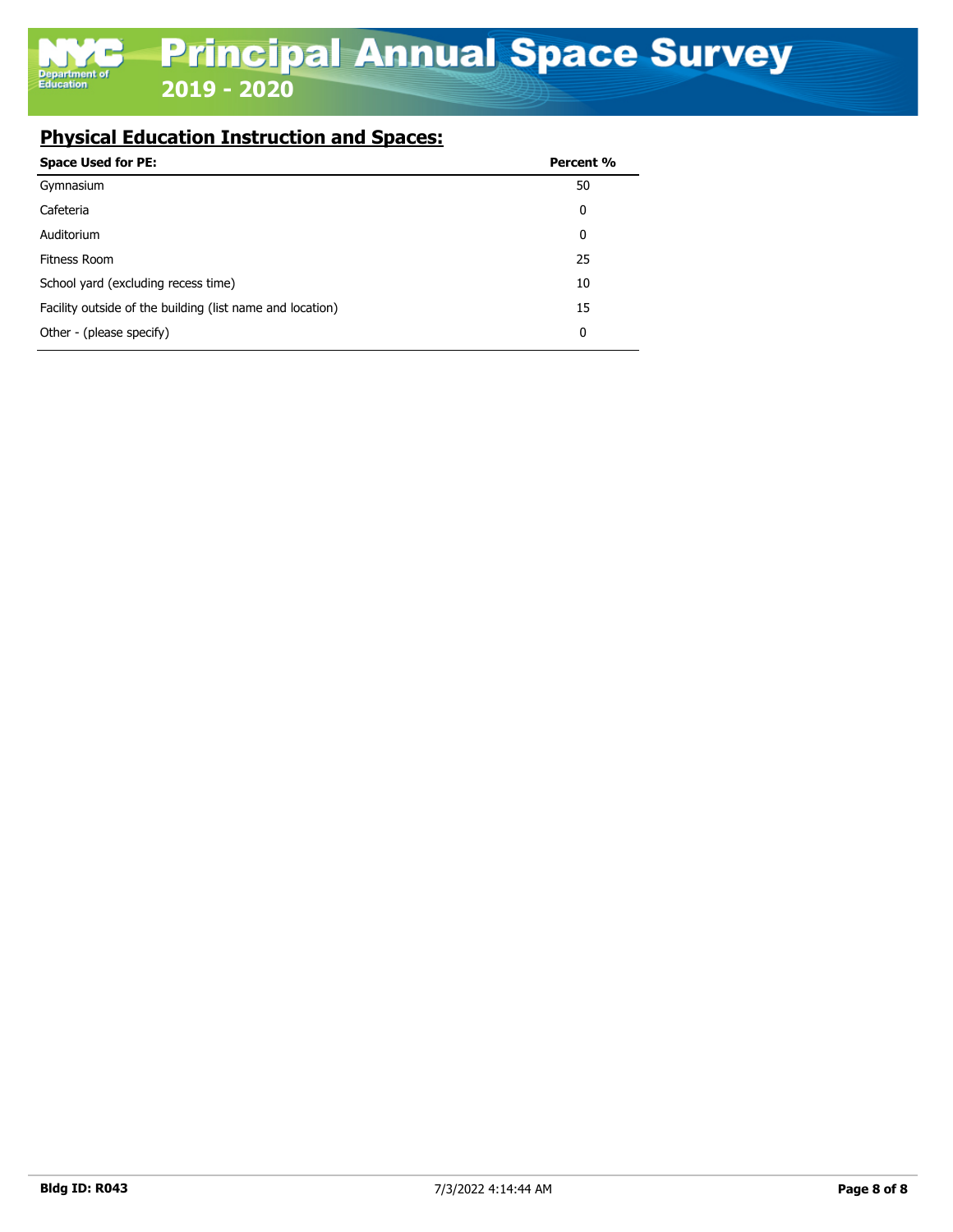## Physical Education Instruction and Spaces:

| Space Used for PE: | Percent % |
| --- | --- |
| Gymnasium | 50 |
| Cafeteria | 0 |
| Auditorium | 0 |
| Fitness Room | 25 |
| School yard (excluding recess time) | 10 |
| Facility outside of the building (list name and location) | 15 |
| Other - (please specify) | 0 |